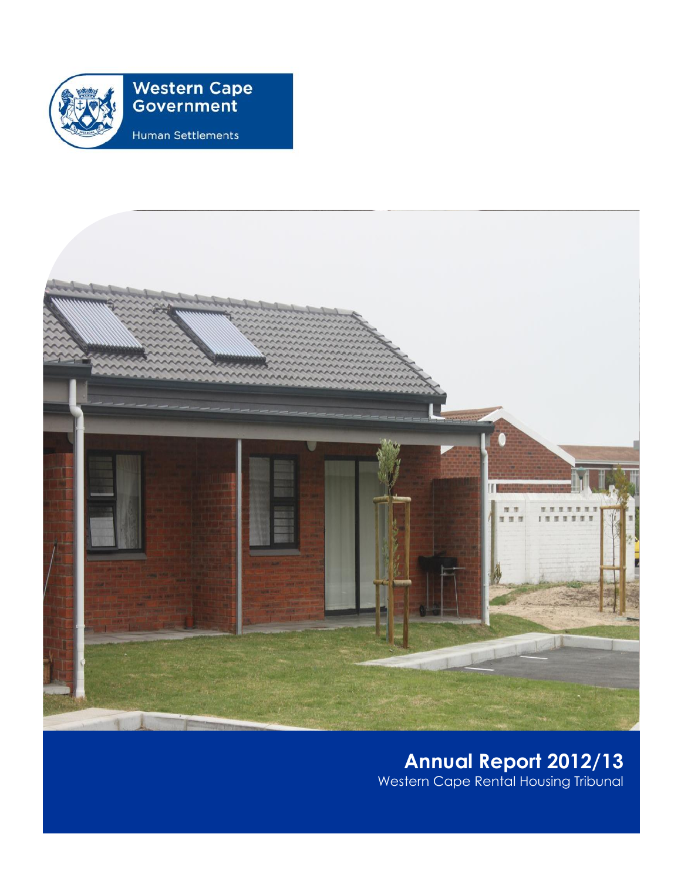Western Cape Government

Human Settlements

# Annual Report 2012/13

Western Cape Rental Housing Tribunal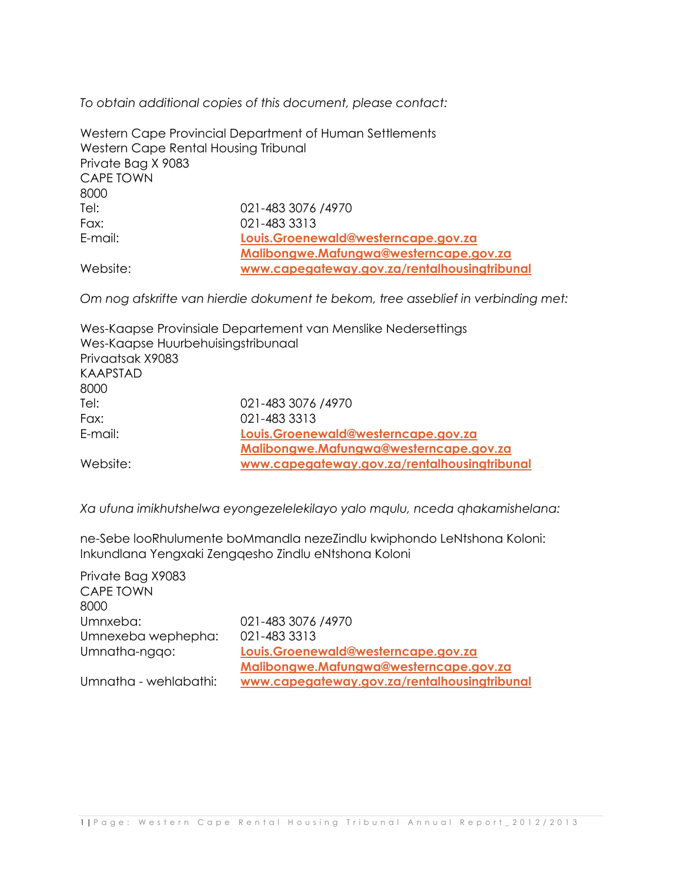*To obtain additional copies of this document, please contact:*

Western Cape Provincial Department of Human Settlements
Western Cape Rental Housing Tribunal
Private Bag X 9083
CAPE TOWN
8000

| | |
|---|---|
| Tel: | 021-483 3076 /4970 |
| Fax: | 021-483 3313 |
| E-mail: | Louis.Groenewald@westerncape.gov.za |
| | Malibongwe.Mafungwa@westerncape.gov.za |
| Website: | www.capegateway.gov.za/rentalhousingtribunal |

*Om nog afskrifte van hierdie dokument te bekom, tree asseblief in verbinding met:*

Wes-Kaapse Provinsiale Departement van Menslike Nedersettings
Wes-Kaapse Huurbehuisingstribunaal
Privaatsak X9083
KAAPSTAD
8000

| | |
|---|---|
| Tel: | 021-483 3076 /4970 |
| Fax: | 021-483 3313 |
| E-mail: | Louis.Groenewald@westerncape.gov.za |
| | Malibongwe.Mafungwa@westerncape.gov.za |
| Website: | www.capegateway.gov.za/rentalhousingtribunal |

*Xa ufuna imikhutshelwa eyongezelelekilayo yalo mqulu, nceda qhakamishelana:*

ne-Sebe looRhulumente boMmandla nezeZindlu kwiphondo LeNtshona Koloni:
Inkundlana Yengxaki Zengqesho Zindlu eNtshona Koloni

Private Bag X9083
CAPE TOWN
8000

| | |
|---|---|
| Umnxeba: | 021-483 3076 /4970 |
| Umnexeba wephepha: | 021-483 3313 |
| Umnatha-ngqo: | Louis.Groenewald@westerncape.gov.za |
| | Malibongwe.Mafungwa@westerncape.gov.za |
| Umnatha - wehlabathi: | www.capegateway.gov.za/rentalhousingtribunal |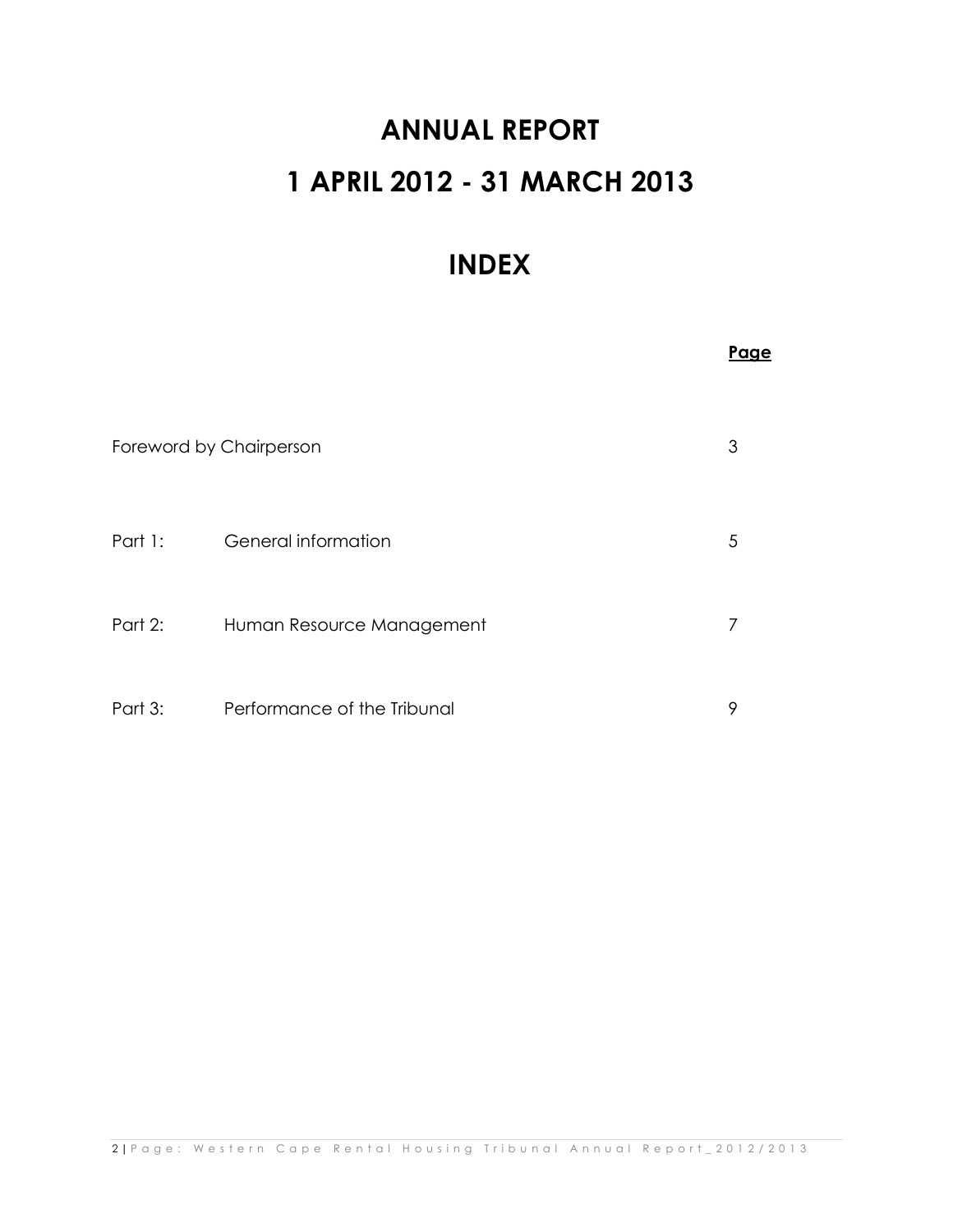# ANNUAL REPORT

# 1 APRIL 2012 - 31 MARCH 2013

# INDEX

| | | Page |
|---|---|---|
| Foreword by Chairperson | | 3 |
| Part 1: | General information | 5 |
| Part 2: | Human Resource Management | 7 |
| Part 3: | Performance of the Tribunal | 9 |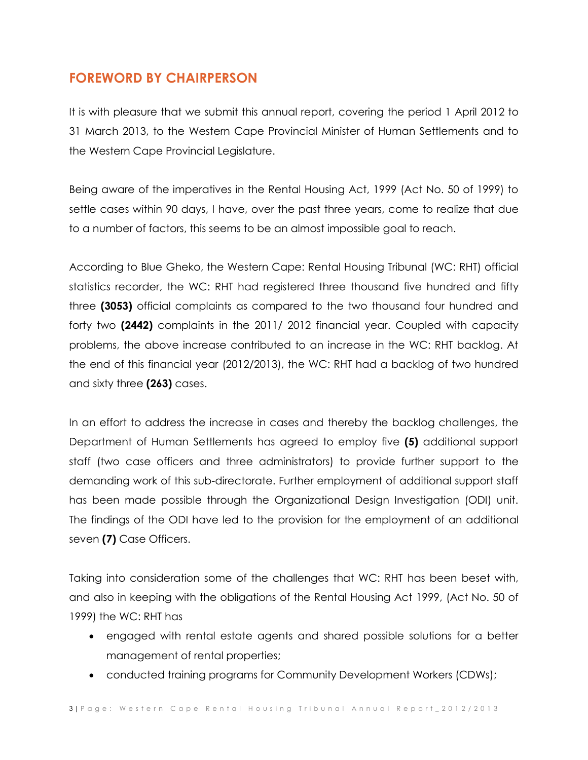## FOREWORD BY CHAIRPERSON

It is with pleasure that we submit this annual report, covering the period 1 April 2012 to 31 March 2013, to the Western Cape Provincial Minister of Human Settlements and to the Western Cape Provincial Legislature.

Being aware of the imperatives in the Rental Housing Act, 1999 (Act No. 50 of 1999) to settle cases within 90 days, I have, over the past three years, come to realize that due to a number of factors, this seems to be an almost impossible goal to reach.

According to Blue Gheko, the Western Cape: Rental Housing Tribunal (WC: RHT) official statistics recorder, the WC: RHT had registered three thousand five hundred and fifty three **(3053)** official complaints as compared to the two thousand four hundred and forty two **(2442)** complaints in the 2011/ 2012 financial year. Coupled with capacity problems, the above increase contributed to an increase in the WC: RHT backlog. At the end of this financial year (2012/2013), the WC: RHT had a backlog of two hundred and sixty three **(263)** cases.

In an effort to address the increase in cases and thereby the backlog challenges, the Department of Human Settlements has agreed to employ five **(5)** additional support staff (two case officers and three administrators) to provide further support to the demanding work of this sub-directorate. Further employment of additional support staff has been made possible through the Organizational Design Investigation (ODI) unit. The findings of the ODI have led to the provision for the employment of an additional seven **(7)** Case Officers.

Taking into consideration some of the challenges that WC: RHT has been beset with, and also in keeping with the obligations of the Rental Housing Act 1999, (Act No. 50 of 1999) the WC: RHT has

- engaged with rental estate agents and shared possible solutions for a better management of rental properties;
- conducted training programs for Community Development Workers (CDWs);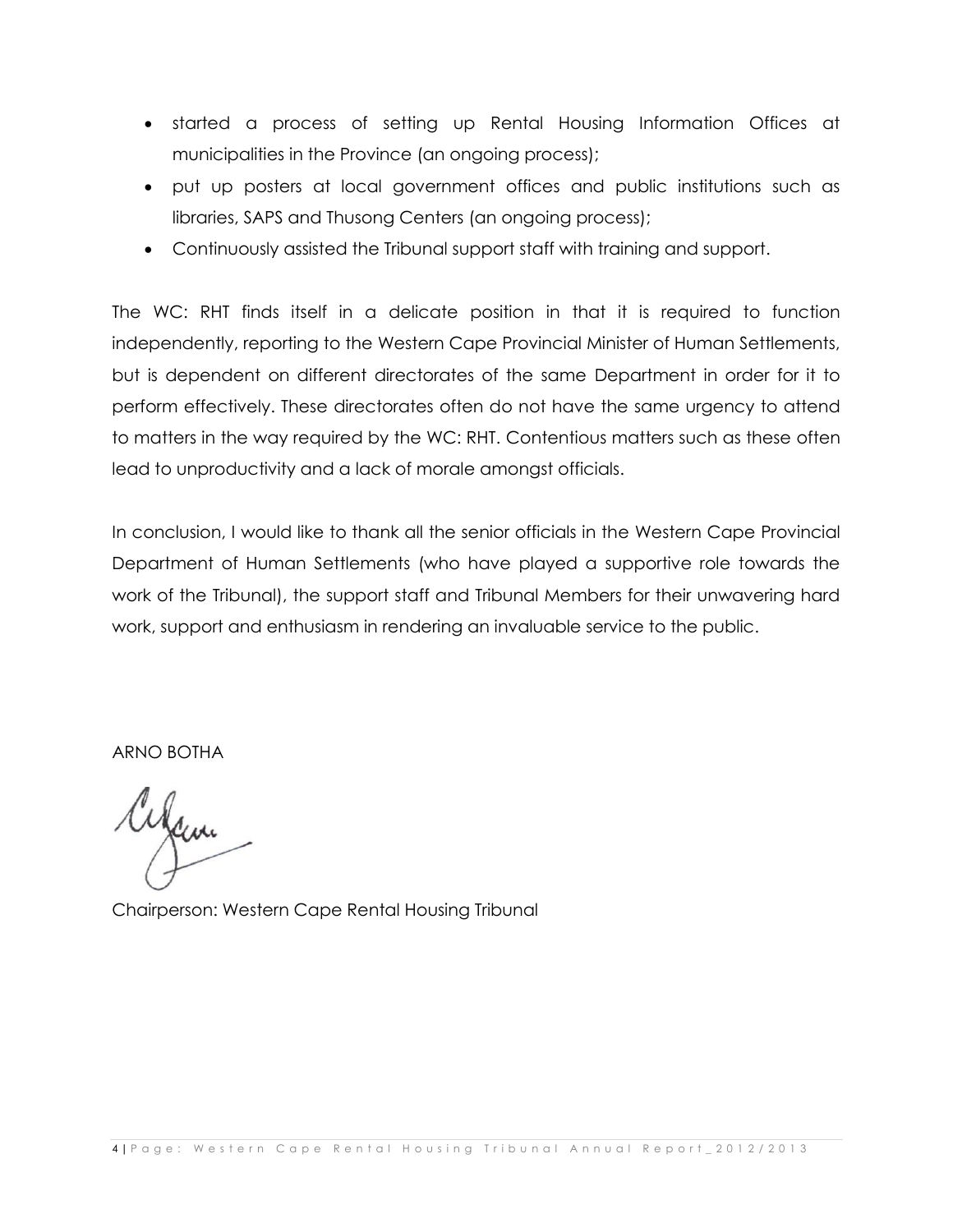- started a process of setting up Rental Housing Information Offices at municipalities in the Province (an ongoing process);
- put up posters at local government offices and public institutions such as libraries, SAPS and Thusong Centers (an ongoing process);
- Continuously assisted the Tribunal support staff with training and support.

The WC: RHT finds itself in a delicate position in that it is required to function independently, reporting to the Western Cape Provincial Minister of Human Settlements, but is dependent on different directorates of the same Department in order for it to perform effectively. These directorates often do not have the same urgency to attend to matters in the way required by the WC: RHT. Contentious matters such as these often lead to unproductivity and a lack of morale amongst officials.

In conclusion, I would like to thank all the senior officials in the Western Cape Provincial Department of Human Settlements (who have played a supportive role towards the work of the Tribunal), the support staff and Tribunal Members for their unwavering hard work, support and enthusiasm in rendering an invaluable service to the public.

ARNO BOTHA

Chairperson: Western Cape Rental Housing Tribunal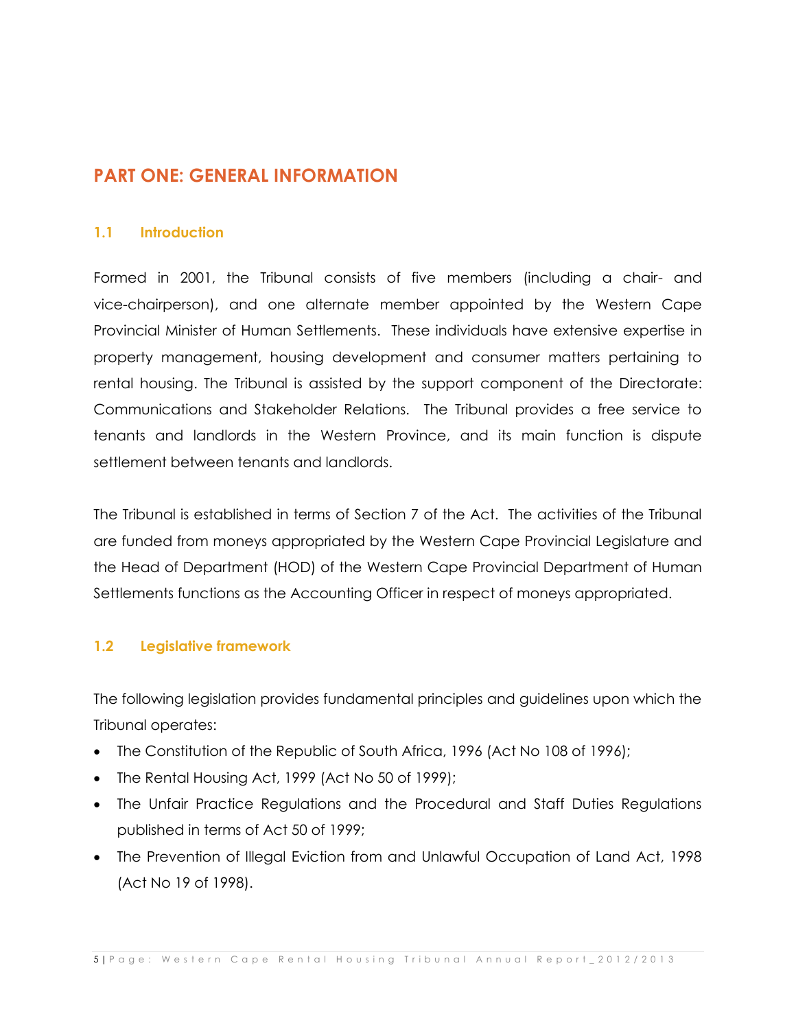## PART ONE: GENERAL INFORMATION

### 1.1 Introduction

Formed in 2001, the Tribunal consists of five members (including a chair- and vice-chairperson), and one alternate member appointed by the Western Cape Provincial Minister of Human Settlements. These individuals have extensive expertise in property management, housing development and consumer matters pertaining to rental housing. The Tribunal is assisted by the support component of the Directorate: Communications and Stakeholder Relations. The Tribunal provides a free service to tenants and landlords in the Western Province, and its main function is dispute settlement between tenants and landlords.

The Tribunal is established in terms of Section 7 of the Act. The activities of the Tribunal are funded from moneys appropriated by the Western Cape Provincial Legislature and the Head of Department (HOD) of the Western Cape Provincial Department of Human Settlements functions as the Accounting Officer in respect of moneys appropriated.

### 1.2 Legislative framework

The following legislation provides fundamental principles and guidelines upon which the Tribunal operates:

- The Constitution of the Republic of South Africa, 1996 (Act No 108 of 1996);
- The Rental Housing Act, 1999 (Act No 50 of 1999);
- The Unfair Practice Regulations and the Procedural and Staff Duties Regulations published in terms of Act 50 of 1999;
- The Prevention of Illegal Eviction from and Unlawful Occupation of Land Act, 1998 (Act No 19 of 1998).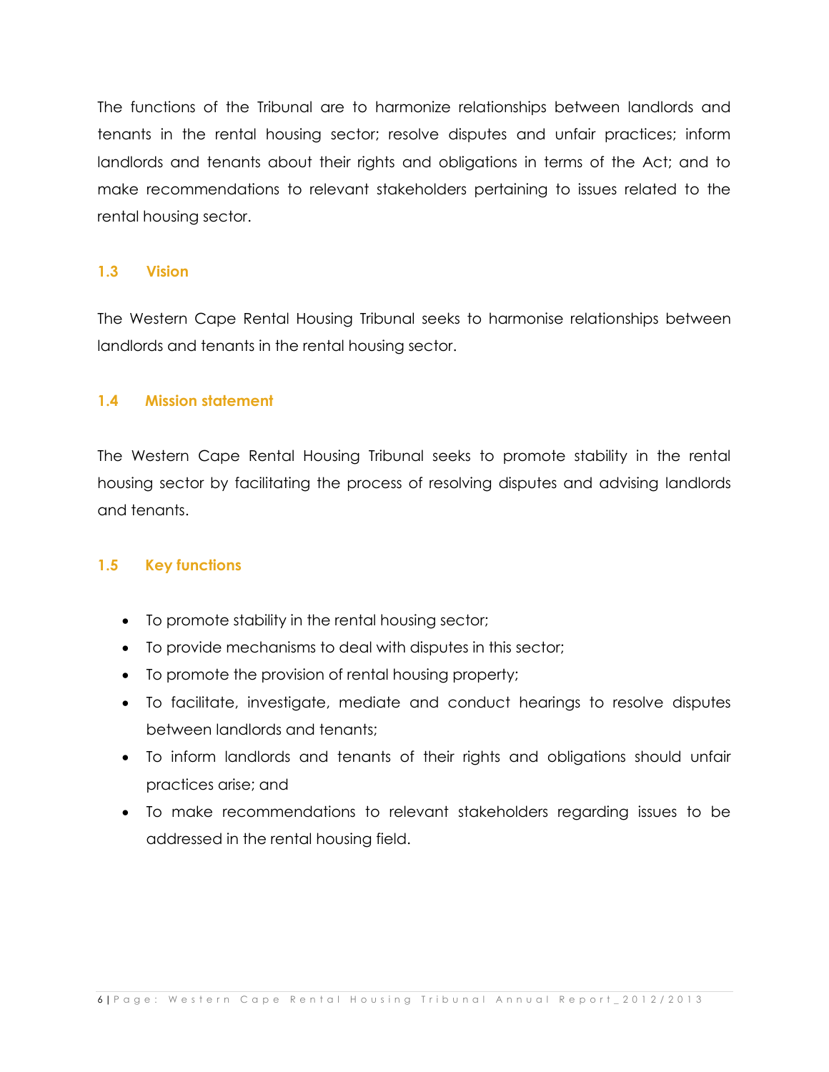The functions of the Tribunal are to harmonize relationships between landlords and tenants in the rental housing sector; resolve disputes and unfair practices; inform landlords and tenants about their rights and obligations in terms of the Act; and to make recommendations to relevant stakeholders pertaining to issues related to the rental housing sector.

## 1.3 Vision

The Western Cape Rental Housing Tribunal seeks to harmonise relationships between landlords and tenants in the rental housing sector.

## 1.4 Mission statement

The Western Cape Rental Housing Tribunal seeks to promote stability in the rental housing sector by facilitating the process of resolving disputes and advising landlords and tenants.

## 1.5 Key functions

- To promote stability in the rental housing sector;
- To provide mechanisms to deal with disputes in this sector;
- To promote the provision of rental housing property;
- To facilitate, investigate, mediate and conduct hearings to resolve disputes between landlords and tenants;
- To inform landlords and tenants of their rights and obligations should unfair practices arise; and
- To make recommendations to relevant stakeholders regarding issues to be addressed in the rental housing field.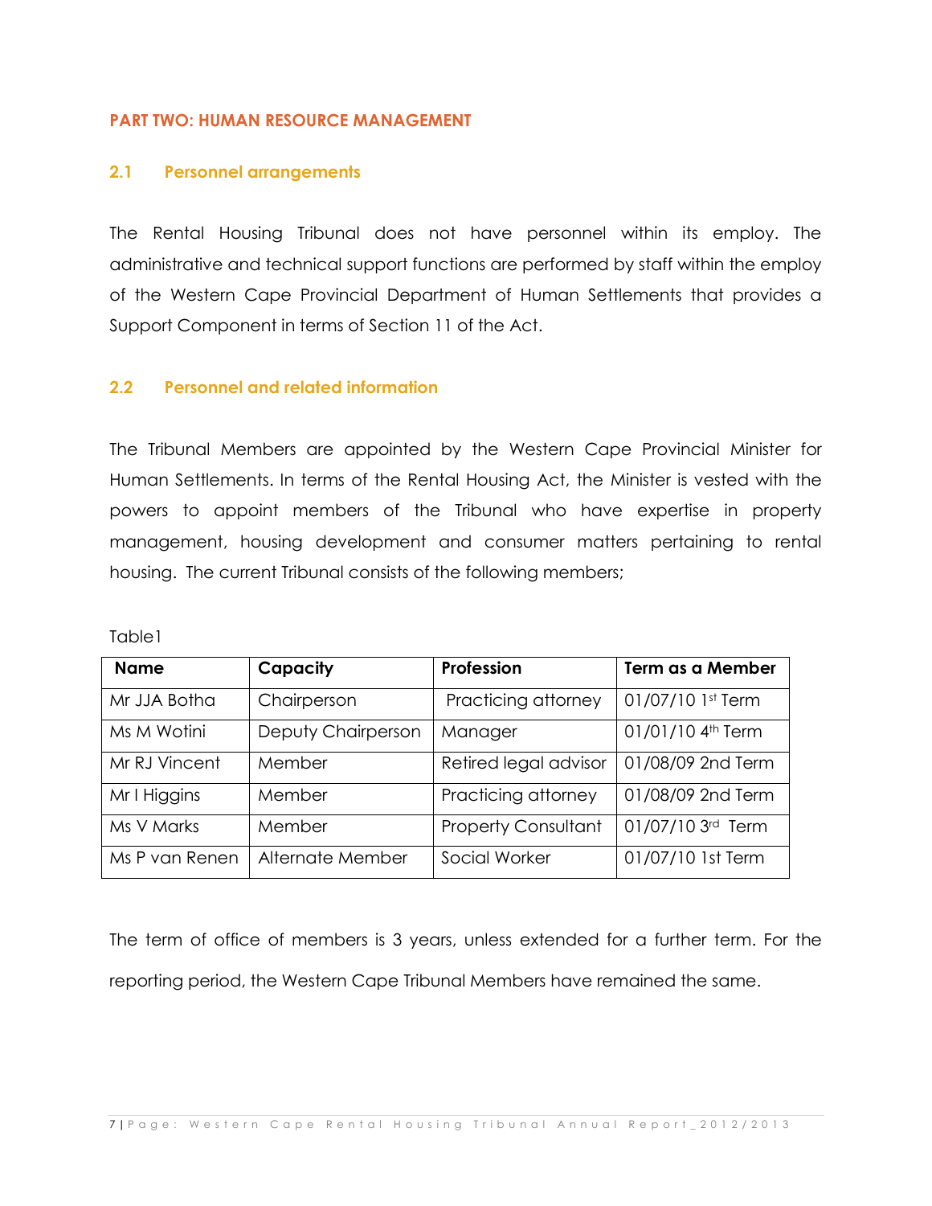## PART TWO: HUMAN RESOURCE MANAGEMENT

### 2.1 Personnel arrangements

The Rental Housing Tribunal does not have personnel within its employ. The administrative and technical support functions are performed by staff within the employ of the Western Cape Provincial Department of Human Settlements that provides a Support Component in terms of Section 11 of the Act.

### 2.2 Personnel and related information

The Tribunal Members are appointed by the Western Cape Provincial Minister for Human Settlements. In terms of the Rental Housing Act, the Minister is vested with the powers to appoint members of the Tribunal who have expertise in property management, housing development and consumer matters pertaining to rental housing. The current Tribunal consists of the following members;

Table1

| Name | Capacity | Profession | Term as a Member |
|---|---|---|---|
| Mr JJA Botha | Chairperson | Practicing attorney | 01/07/10 1st Term |
| Ms M Wotini | Deputy Chairperson | Manager | 01/01/10 4th Term |
| Mr RJ Vincent | Member | Retired legal advisor | 01/08/09 2nd Term |
| Mr I Higgins | Member | Practicing attorney | 01/08/09 2nd Term |
| Ms V Marks | Member | Property Consultant | 01/07/10 3rd Term |
| Ms P van Renen | Alternate Member | Social Worker | 01/07/10 1st Term |

The term of office of members is 3 years, unless extended for a further term. For the reporting period, the Western Cape Tribunal Members have remained the same.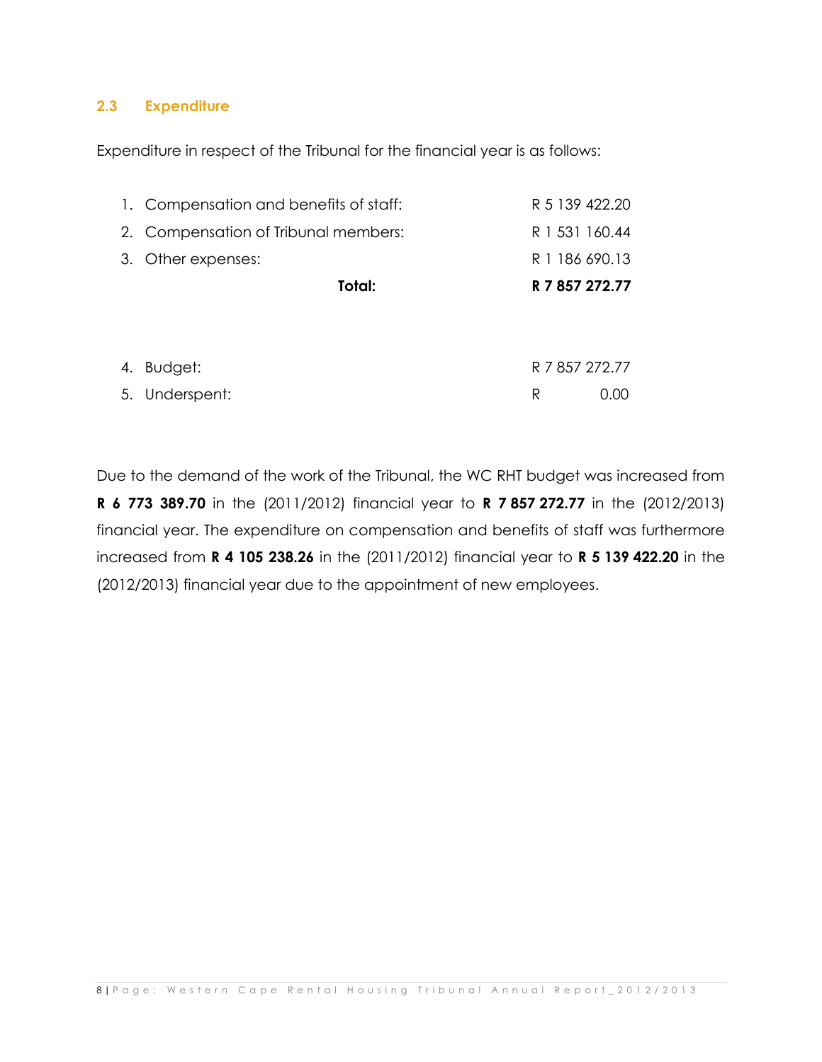## 2.3 Expenditure

Expenditure in respect of the Tribunal for the financial year is as follows:

| | | |
|---|---|---|
| 1. | Compensation and benefits of staff: | R 5 139 422.20 |
| 2. | Compensation of Tribunal members: | R 1 531 160.44 |
| 3. | Other expenses: | R 1 186 690.13 |
| | **Total:** | **R 7 857 272.77** |
| | | |
| 4. | Budget: | R 7 857 272.77 |
| 5. | Underspent: | R 0.00 |

Due to the demand of the work of the Tribunal, the WC RHT budget was increased from **R 6 773 389.70** in the (2011/2012) financial year to **R 7 857 272.77** in the (2012/2013) financial year. The expenditure on compensation and benefits of staff was furthermore increased from **R 4 105 238.26** in the (2011/2012) financial year to **R 5 139 422.20** in the (2012/2013) financial year due to the appointment of new employees.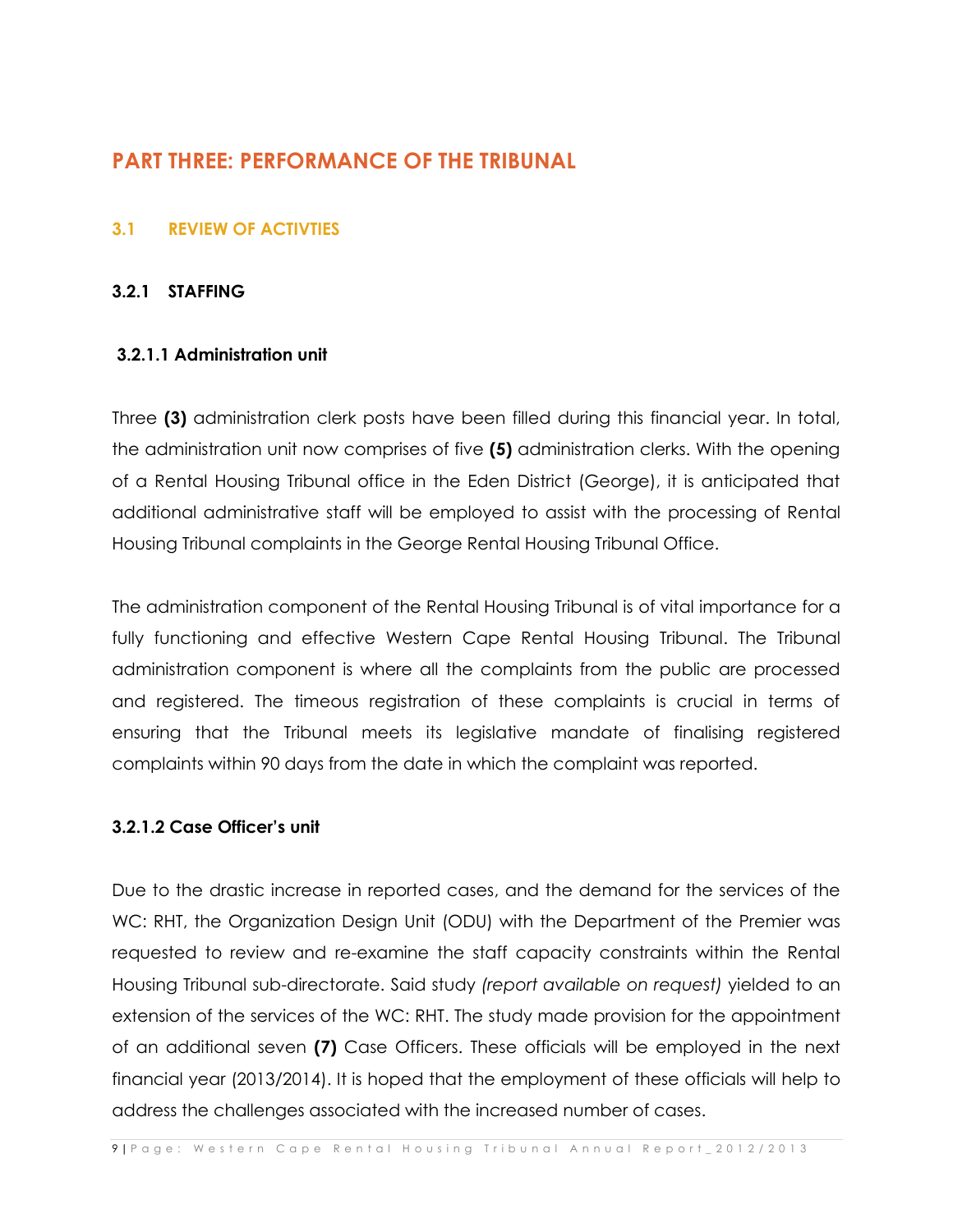# PART THREE: PERFORMANCE OF THE TRIBUNAL

## 3.1 REVIEW OF ACTIVTIES

### 3.2.1 STAFFING

#### 3.2.1.1 Administration unit

Three **(3)** administration clerk posts have been filled during this financial year. In total, the administration unit now comprises of five **(5)** administration clerks. With the opening of a Rental Housing Tribunal office in the Eden District (George), it is anticipated that additional administrative staff will be employed to assist with the processing of Rental Housing Tribunal complaints in the George Rental Housing Tribunal Office.

The administration component of the Rental Housing Tribunal is of vital importance for a fully functioning and effective Western Cape Rental Housing Tribunal. The Tribunal administration component is where all the complaints from the public are processed and registered. The timeous registration of these complaints is crucial in terms of ensuring that the Tribunal meets its legislative mandate of finalising registered complaints within 90 days from the date in which the complaint was reported.

#### 3.2.1.2 Case Officer's unit

Due to the drastic increase in reported cases, and the demand for the services of the WC: RHT, the Organization Design Unit (ODU) with the Department of the Premier was requested to review and re-examine the staff capacity constraints within the Rental Housing Tribunal sub-directorate. Said study *(report available on request)* yielded to an extension of the services of the WC: RHT. The study made provision for the appointment of an additional seven **(7)** Case Officers. These officials will be employed in the next financial year (2013/2014). It is hoped that the employment of these officials will help to address the challenges associated with the increased number of cases.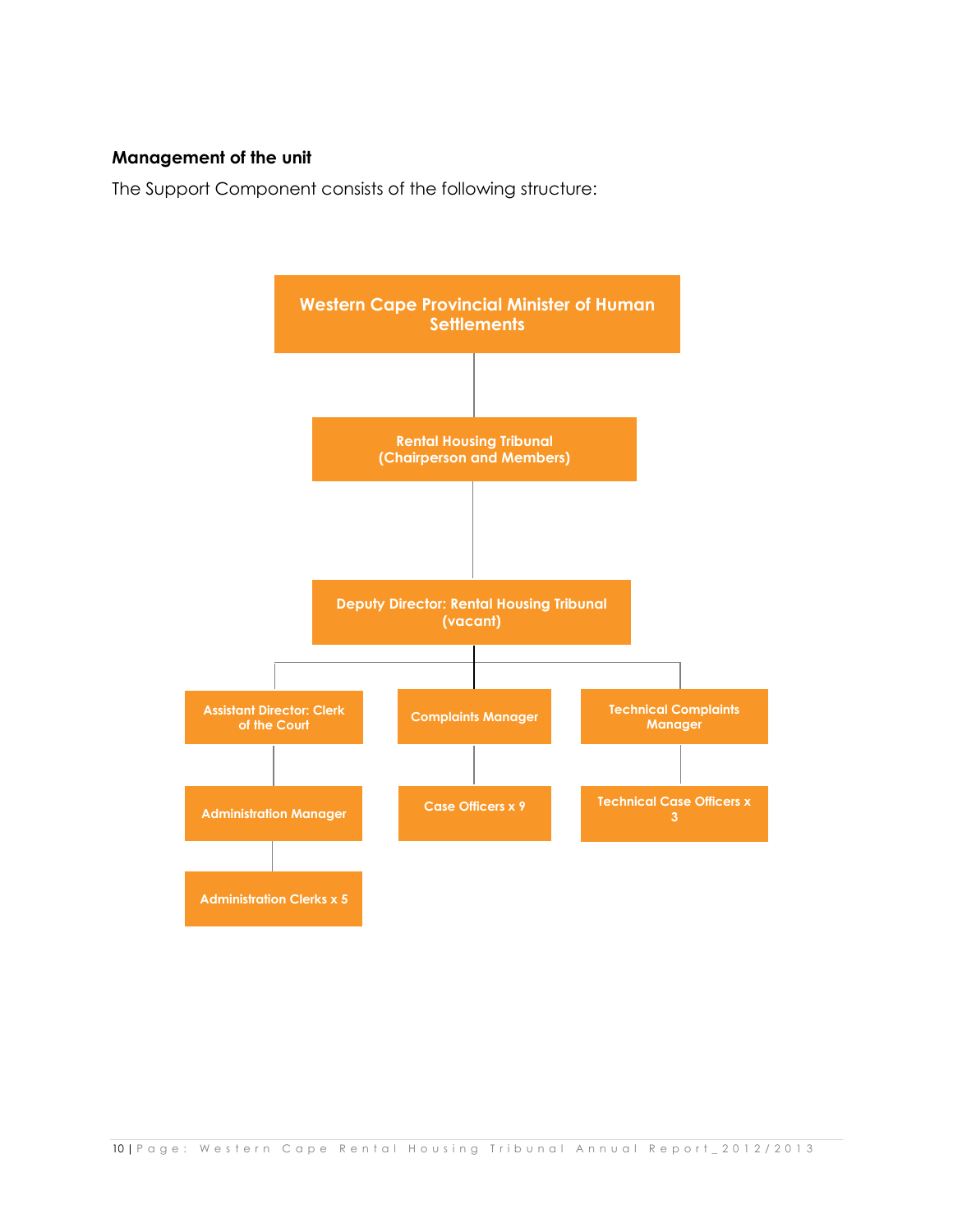### Management of the unit

The Support Component consists of the following structure:

- Western Cape Provincial Minister of Human Settlements
  - Rental Housing Tribunal (Chairperson and Members)
    - Deputy Director: Rental Housing Tribunal (vacant)
      - Assistant Director: Clerk of the Court
        - Administration Manager
          - Administration Clerks x 5
      - Complaints Manager
        - Case Officers x 9
      - Technical Complaints Manager
        - Technical Case Officers x 3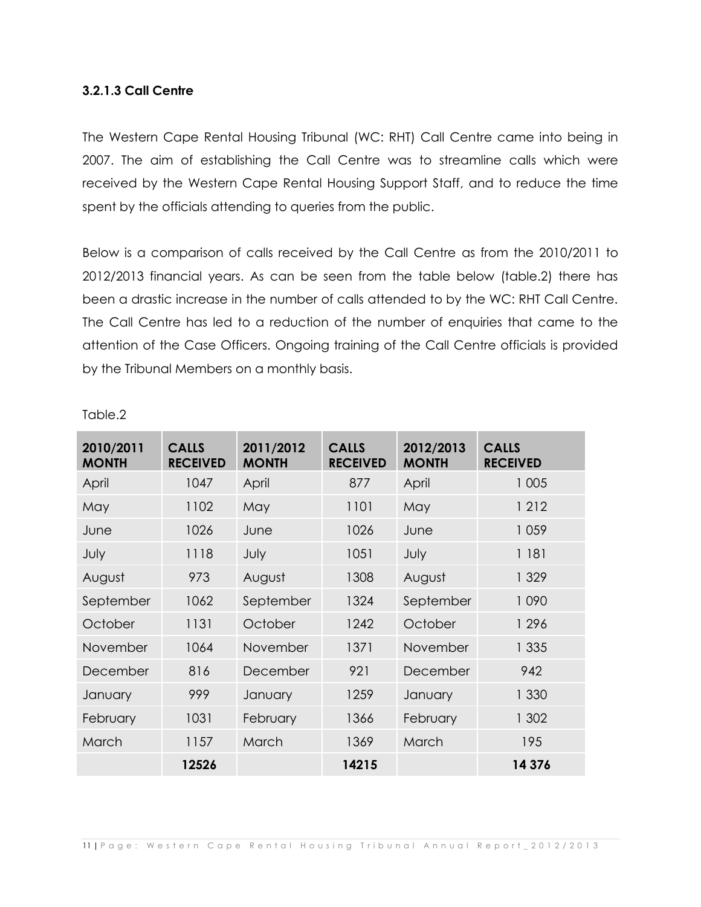### 3.2.1.3 Call Centre

The Western Cape Rental Housing Tribunal (WC: RHT) Call Centre came into being in 2007. The aim of establishing the Call Centre was to streamline calls which were received by the Western Cape Rental Housing Support Staff, and to reduce the time spent by the officials attending to queries from the public.

Below is a comparison of calls received by the Call Centre as from the 2010/2011 to 2012/2013 financial years. As can be seen from the table below (table.2) there has been a drastic increase in the number of calls attended to by the WC: RHT Call Centre. The Call Centre has led to a reduction of the number of enquiries that came to the attention of the Case Officers. Ongoing training of the Call Centre officials is provided by the Tribunal Members on a monthly basis.

Table.2

| 2010/2011 MONTH | CALLS RECEIVED | 2011/2012 MONTH | CALLS RECEIVED | 2012/2013 MONTH | CALLS RECEIVED |
|---|---|---|---|---|---|
| April | 1047 | April | 877 | April | 1 005 |
| May | 1102 | May | 1101 | May | 1 212 |
| June | 1026 | June | 1026 | June | 1 059 |
| July | 1118 | July | 1051 | July | 1 181 |
| August | 973 | August | 1308 | August | 1 329 |
| September | 1062 | September | 1324 | September | 1 090 |
| October | 1131 | October | 1242 | October | 1 296 |
| November | 1064 | November | 1371 | November | 1 335 |
| December | 816 | December | 921 | December | 942 |
| January | 999 | January | 1259 | January | 1 330 |
| February | 1031 | February | 1366 | February | 1 302 |
| March | 1157 | March | 1369 | March | 195 |
| | **12526** | | **14215** | | **14 376** |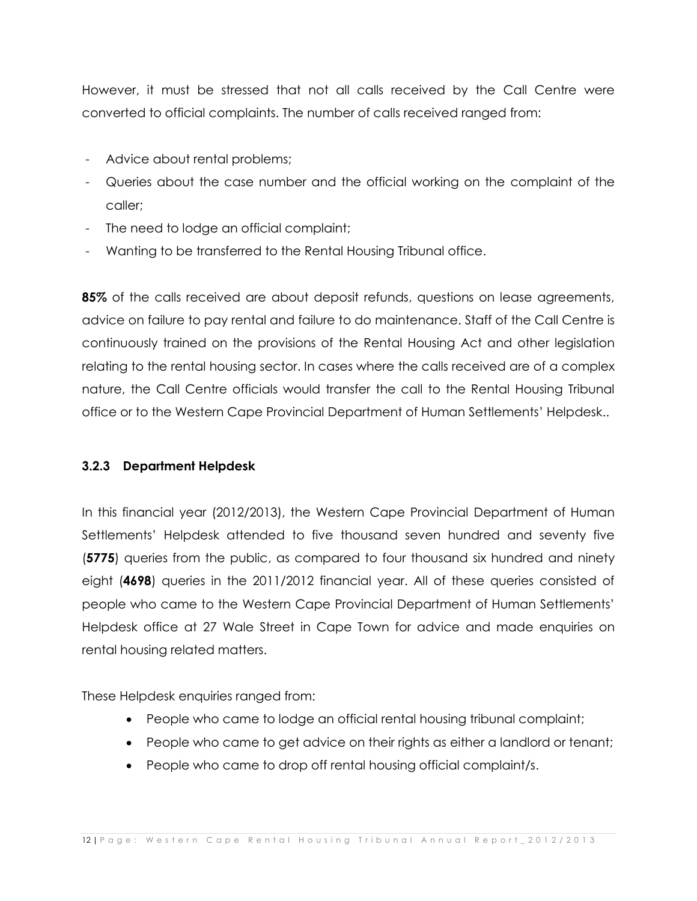However, it must be stressed that not all calls received by the Call Centre were converted to official complaints. The number of calls received ranged from:

- Advice about rental problems;
- Queries about the case number and the official working on the complaint of the caller;
- The need to lodge an official complaint;
- Wanting to be transferred to the Rental Housing Tribunal office.

**85%** of the calls received are about deposit refunds, questions on lease agreements, advice on failure to pay rental and failure to do maintenance. Staff of the Call Centre is continuously trained on the provisions of the Rental Housing Act and other legislation relating to the rental housing sector. In cases where the calls received are of a complex nature, the Call Centre officials would transfer the call to the Rental Housing Tribunal office or to the Western Cape Provincial Department of Human Settlements' Helpdesk..

### 3.2.3 Department Helpdesk

In this financial year (2012/2013), the Western Cape Provincial Department of Human Settlements' Helpdesk attended to five thousand seven hundred and seventy five (**5775**) queries from the public, as compared to four thousand six hundred and ninety eight (**4698**) queries in the 2011/2012 financial year. All of these queries consisted of people who came to the Western Cape Provincial Department of Human Settlements' Helpdesk office at 27 Wale Street in Cape Town for advice and made enquiries on rental housing related matters.

These Helpdesk enquiries ranged from:

- People who came to lodge an official rental housing tribunal complaint;
- People who came to get advice on their rights as either a landlord or tenant;
- People who came to drop off rental housing official complaint/s.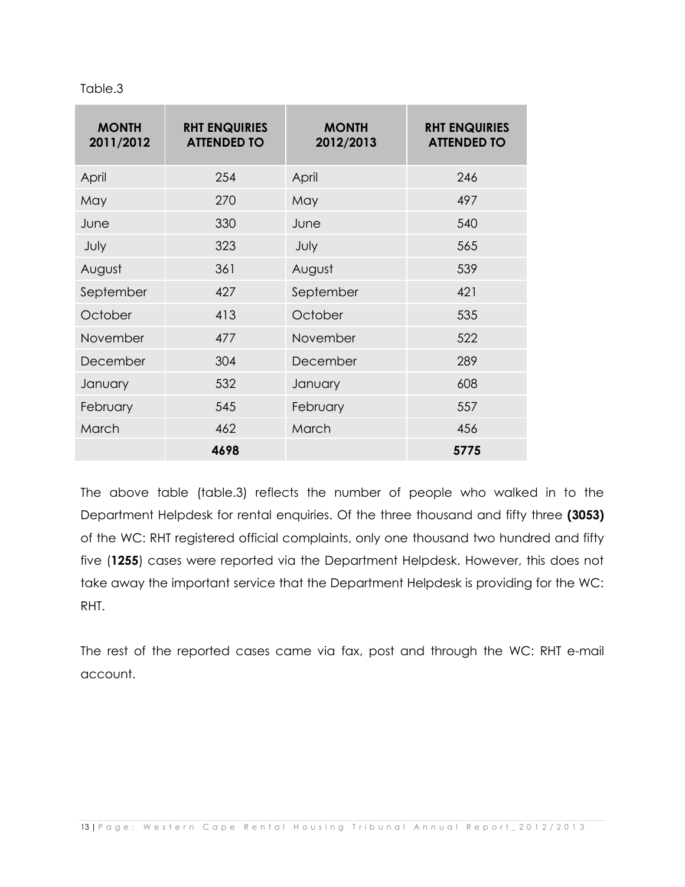Table.3

| MONTH 2011/2012 | RHT ENQUIRIES ATTENDED TO | MONTH 2012/2013 | RHT ENQUIRIES ATTENDED TO |
|---|---|---|---|
| April | 254 | April | 246 |
| May | 270 | May | 497 |
| June | 330 | June | 540 |
| July | 323 | July | 565 |
| August | 361 | August | 539 |
| September | 427 | September | 421 |
| October | 413 | October | 535 |
| November | 477 | November | 522 |
| December | 304 | December | 289 |
| January | 532 | January | 608 |
| February | 545 | February | 557 |
| March | 462 | March | 456 |
| | **4698** | | **5775** |

The above table (table.3) reflects the number of people who walked in to the Department Helpdesk for rental enquiries. Of the three thousand and fifty three **(3053)** of the WC: RHT registered official complaints, only one thousand two hundred and fifty five (**1255**) cases were reported via the Department Helpdesk. However, this does not take away the important service that the Department Helpdesk is providing for the WC: RHT.

The rest of the reported cases came via fax, post and through the WC: RHT e-mail account.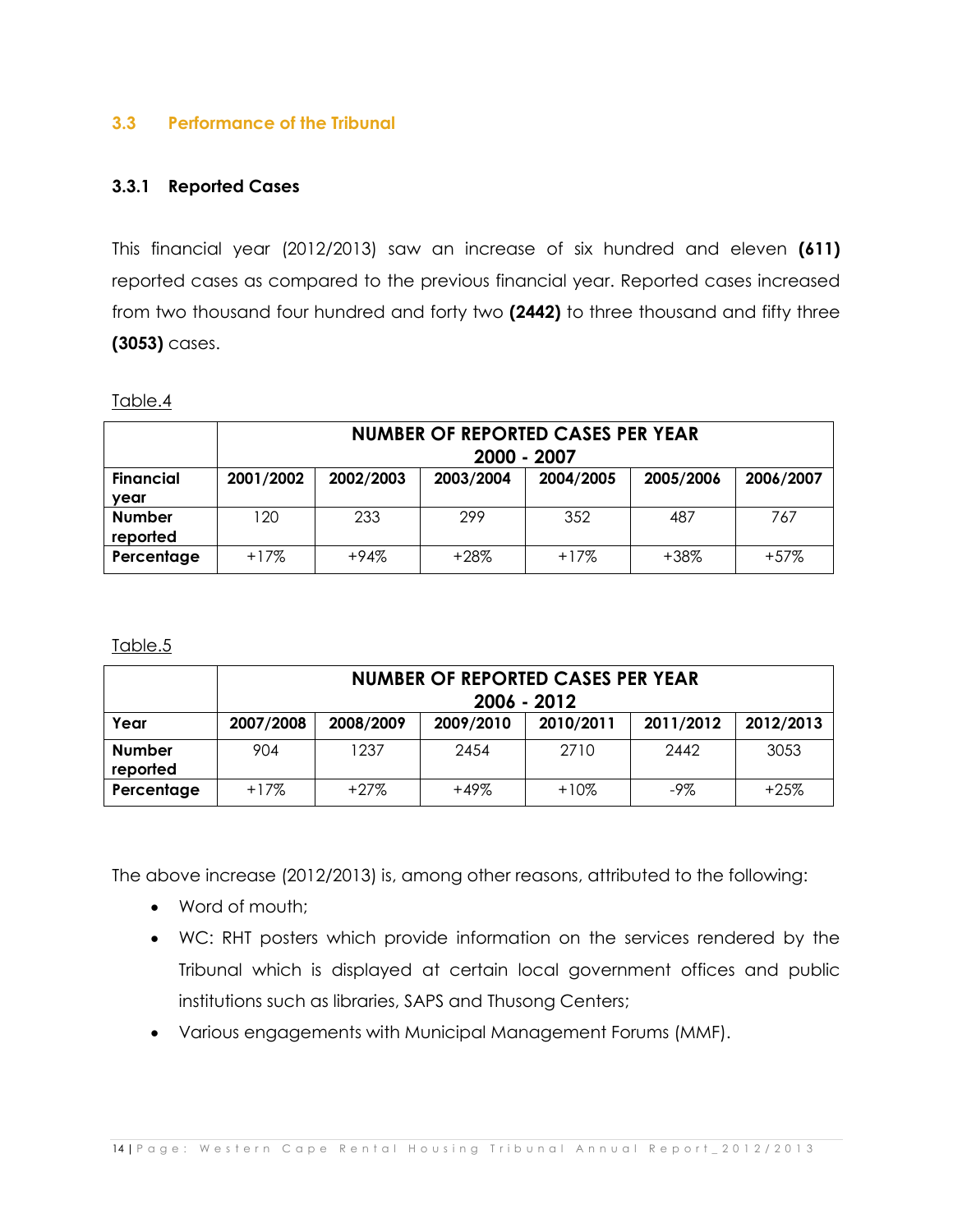## 3.3 Performance of the Tribunal

### 3.3.1 Reported Cases

This financial year (2012/2013) saw an increase of six hundred and eleven **(611)** reported cases as compared to the previous financial year. Reported cases increased from two thousand four hundred and forty two **(2442)** to three thousand and fifty three **(3053)** cases.

Table.4

| | NUMBER OF REPORTED CASES PER YEAR 2000 - 2007 | | | | | |
|---|---|---|---|---|---|---|
| **Financial year** | **2001/2002** | **2002/2003** | **2003/2004** | **2004/2005** | **2005/2006** | **2006/2007** |
| **Number reported** | 120 | 233 | 299 | 352 | 487 | 767 |
| **Percentage** | +17% | +94% | +28% | +17% | +38% | +57% |

Table.5

| | NUMBER OF REPORTED CASES PER YEAR 2006 - 2012 | | | | | |
|---|---|---|---|---|---|---|
| **Year** | **2007/2008** | **2008/2009** | **2009/2010** | **2010/2011** | **2011/2012** | **2012/2013** |
| **Number reported** | 904 | 1237 | 2454 | 2710 | 2442 | 3053 |
| **Percentage** | +17% | +27% | +49% | +10% | -9% | +25% |

The above increase (2012/2013) is, among other reasons, attributed to the following:

- Word of mouth;
- WC: RHT posters which provide information on the services rendered by the Tribunal which is displayed at certain local government offices and public institutions such as libraries, SAPS and Thusong Centers;
- Various engagements with Municipal Management Forums (MMF).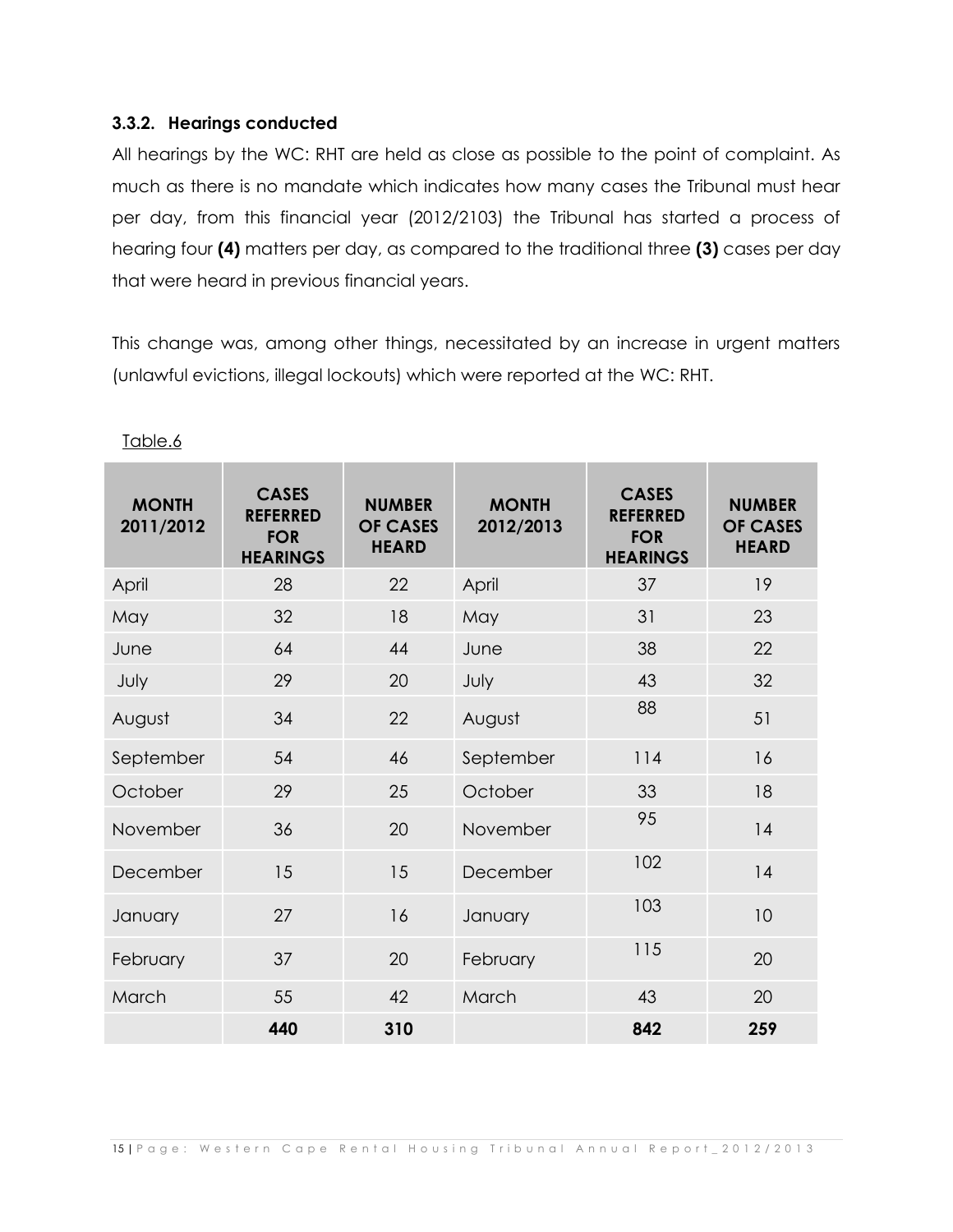### 3.3.2. Hearings conducted

All hearings by the WC: RHT are held as close as possible to the point of complaint. As much as there is no mandate which indicates how many cases the Tribunal must hear per day, from this financial year (2012/2103) the Tribunal has started a process of hearing four **(4)** matters per day, as compared to the traditional three **(3)** cases per day that were heard in previous financial years.

This change was, among other things, necessitated by an increase in urgent matters (unlawful evictions, illegal lockouts) which were reported at the WC: RHT.

Table.6

| MONTH 2011/2012 | CASES REFERRED FOR HEARINGS | NUMBER OF CASES HEARD | MONTH 2012/2013 | CASES REFERRED FOR HEARINGS | NUMBER OF CASES HEARD |
|---|---|---|---|---|---|
| April | 28 | 22 | April | 37 | 19 |
| May | 32 | 18 | May | 31 | 23 |
| June | 64 | 44 | June | 38 | 22 |
| July | 29 | 20 | July | 43 | 32 |
| August | 34 | 22 | August | 88 | 51 |
| September | 54 | 46 | September | 114 | 16 |
| October | 29 | 25 | October | 33 | 18 |
| November | 36 | 20 | November | 95 | 14 |
| December | 15 | 15 | December | 102 | 14 |
| January | 27 | 16 | January | 103 | 10 |
| February | 37 | 20 | February | 115 | 20 |
| March | 55 | 42 | March | 43 | 20 |
| | **440** | **310** | | **842** | **259** |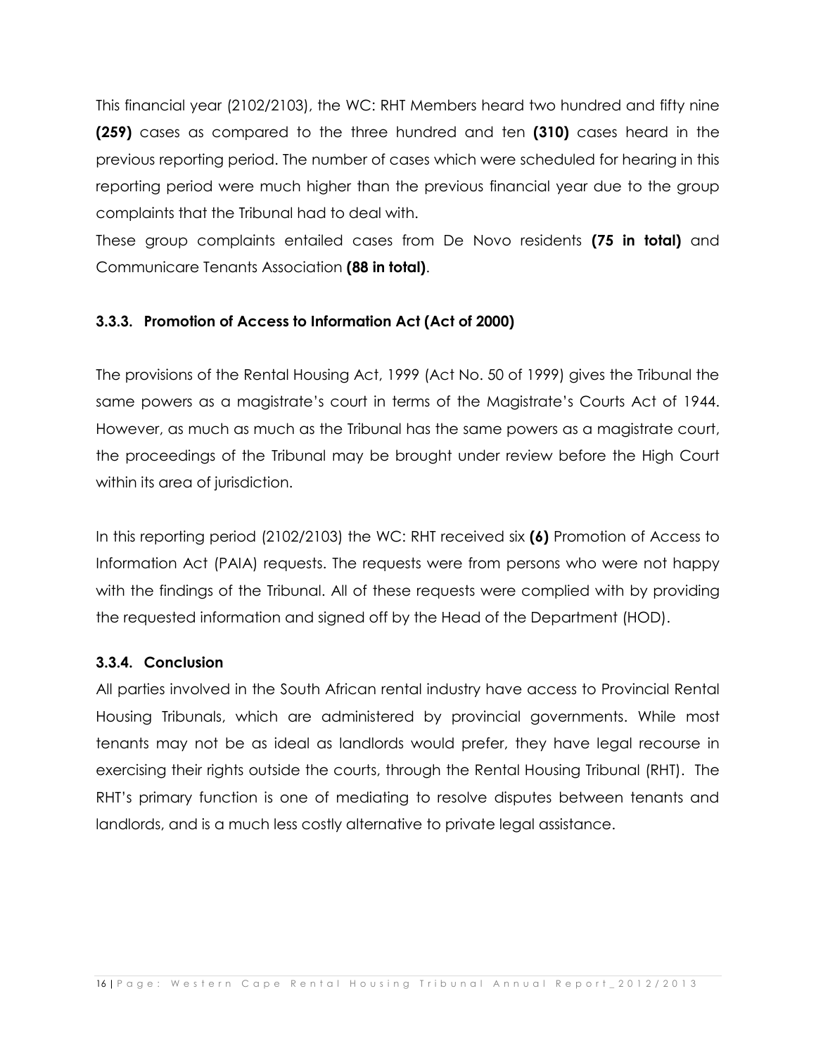This financial year (2102/2103), the WC: RHT Members heard two hundred and fifty nine **(259)** cases as compared to the three hundred and ten **(310)** cases heard in the previous reporting period. The number of cases which were scheduled for hearing in this reporting period were much higher than the previous financial year due to the group complaints that the Tribunal had to deal with.

These group complaints entailed cases from De Novo residents **(75 in total)** and Communicare Tenants Association **(88 in total)**.

### 3.3.3. Promotion of Access to Information Act (Act of 2000)

The provisions of the Rental Housing Act, 1999 (Act No. 50 of 1999) gives the Tribunal the same powers as a magistrate's court in terms of the Magistrate's Courts Act of 1944. However, as much as much as the Tribunal has the same powers as a magistrate court, the proceedings of the Tribunal may be brought under review before the High Court within its area of jurisdiction.

In this reporting period (2102/2103) the WC: RHT received six **(6)** Promotion of Access to Information Act (PAIA) requests. The requests were from persons who were not happy with the findings of the Tribunal. All of these requests were complied with by providing the requested information and signed off by the Head of the Department (HOD).

### 3.3.4. Conclusion

All parties involved in the South African rental industry have access to Provincial Rental Housing Tribunals, which are administered by provincial governments. While most tenants may not be as ideal as landlords would prefer, they have legal recourse in exercising their rights outside the courts, through the Rental Housing Tribunal (RHT). The RHT's primary function is one of mediating to resolve disputes between tenants and landlords, and is a much less costly alternative to private legal assistance.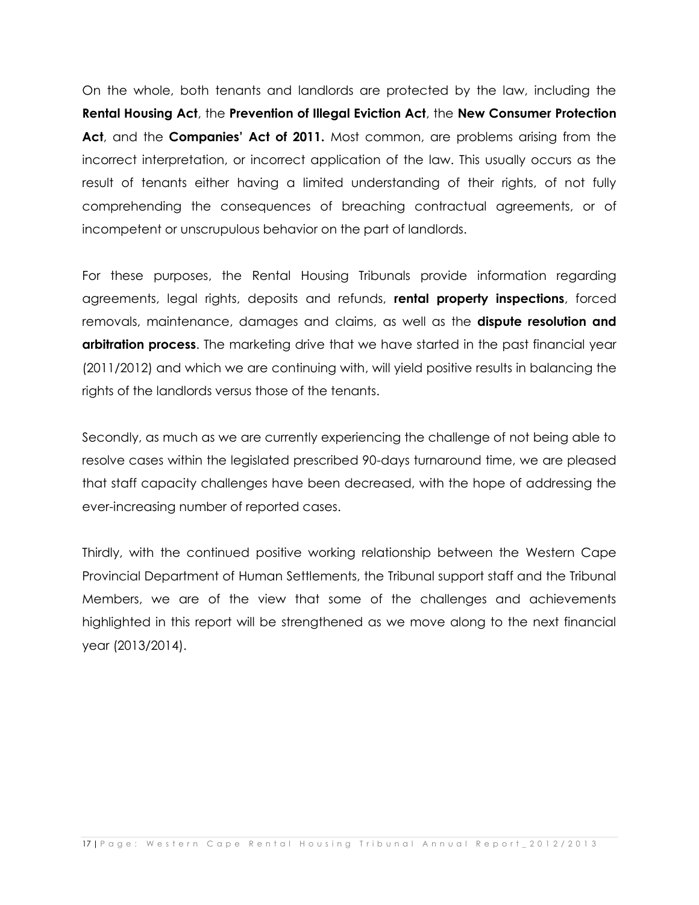On the whole, both tenants and landlords are protected by the law, including the **Rental Housing Act**, the **Prevention of Illegal Eviction Act**, the **New Consumer Protection Act**, and the **Companies' Act of 2011.** Most common, are problems arising from the incorrect interpretation, or incorrect application of the law. This usually occurs as the result of tenants either having a limited understanding of their rights, of not fully comprehending the consequences of breaching contractual agreements, or of incompetent or unscrupulous behavior on the part of landlords.

For these purposes, the Rental Housing Tribunals provide information regarding agreements, legal rights, deposits and refunds, **rental property inspections**, forced removals, maintenance, damages and claims, as well as the **dispute resolution and arbitration process**. The marketing drive that we have started in the past financial year (2011/2012) and which we are continuing with, will yield positive results in balancing the rights of the landlords versus those of the tenants.

Secondly, as much as we are currently experiencing the challenge of not being able to resolve cases within the legislated prescribed 90-days turnaround time, we are pleased that staff capacity challenges have been decreased, with the hope of addressing the ever-increasing number of reported cases.

Thirdly, with the continued positive working relationship between the Western Cape Provincial Department of Human Settlements, the Tribunal support staff and the Tribunal Members, we are of the view that some of the challenges and achievements highlighted in this report will be strengthened as we move along to the next financial year (2013/2014).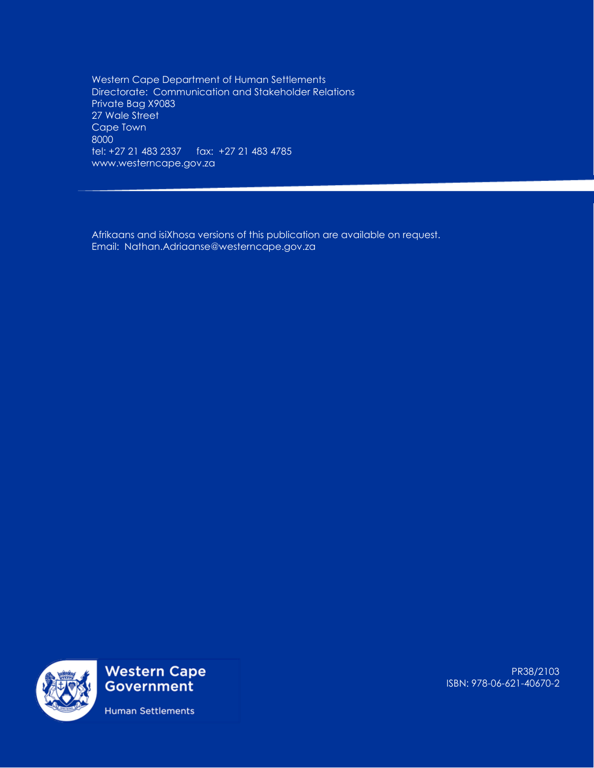Western Cape Department of Human Settlements
Directorate: Communication and Stakeholder Relations
Private Bag X9083
27 Wale Street
Cape Town
8000
tel: +27 21 483 2337 fax: +27 21 483 4785
www.westerncape.gov.za

Afrikaans and isiXhosa versions of this publication are available on request.
Email: Nathan.Adriaanse@westerncape.gov.za

Western Cape Government

Human Settlements

PR38/2103
ISBN: 978-06-621-40670-2